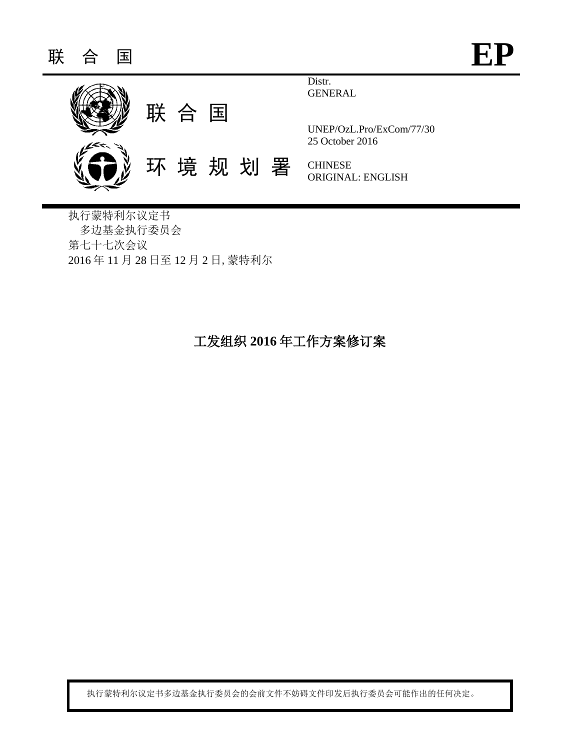联 合 国 **EP**

联 合 国

环 境 规 划 署

Distr.
GENERAL

UNEP/OzL.Pro/ExCom/77/30
25 October 2016

CHINESE
ORIGINAL: ENGLISH

执行蒙特利尔议定书
多边基金执行委员会
第七十七次会议
2016 年 11 月 28 日至 12 月 2 日, 蒙特利尔

# 工发组织 2016 年工作方案修订案

执行蒙特利尔议定书多边基金执行委员会的会前文件不妨碍文件印发后执行委员会可能作出的任何决定。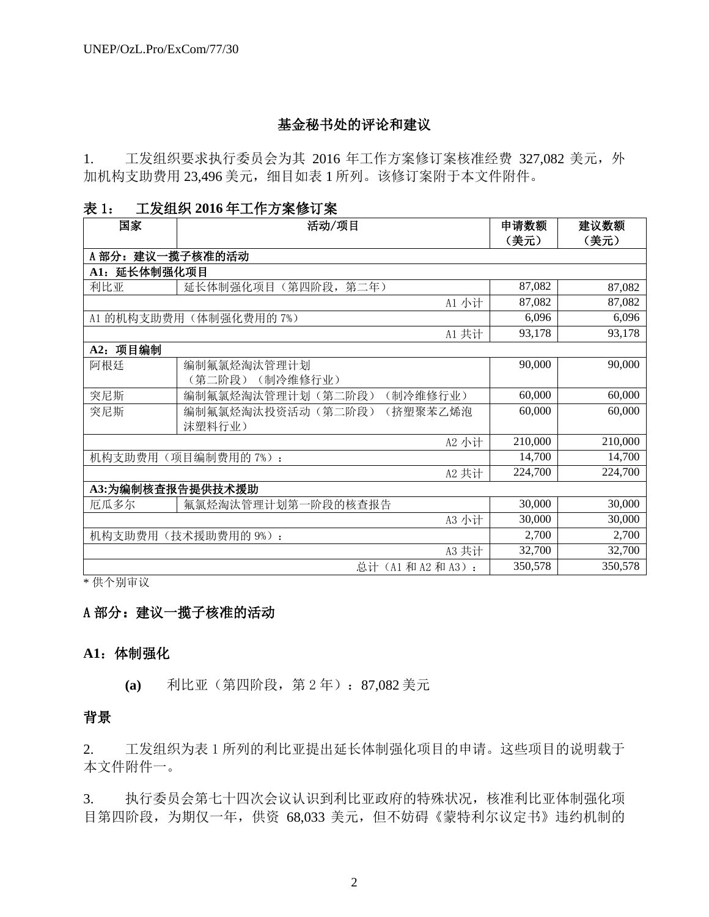## 基金秘书处的评论和建议

1. 工发组织要求执行委员会为其 2016 年工作方案修订案核准经费 327,082 美元，外加机构支助费用 23,496 美元，细目如表 1 所列。该修订案附于本文件附件。

**表 1： 工发组织 2016 年工作方案修订案**

| 国家 | 活动/项目 | 申请数额（美元） | 建议数额（美元） |
|---|---|---|---|
| **A 部分：建议一揽子核准的活动** | | | |
| **A1：延长体制强化项目** | | | |
| 利比亚 | 延长体制强化项目（第四阶段，第二年） | 87,082 | 87,082 |
| | A1 小计 | 87,082 | 87,082 |
| A1 的机构支助费用（体制强化费用的 7%） | | 6,096 | 6,096 |
| | A1 共计 | 93,178 | 93,178 |
| **A2：项目编制** | | | |
| 阿根廷 | 编制氟氯烃淘汰管理计划（第二阶段）（制冷维修行业） | 90,000 | 90,000 |
| 突尼斯 | 编制氟氯烃淘汰管理计划（第二阶段）（制冷维修行业） | 60,000 | 60,000 |
| 突尼斯 | 编制氟氯烃淘汰投资活动（第二阶段）（挤塑聚苯乙烯泡沫塑料行业） | 60,000 | 60,000 |
| | A2 小计 | 210,000 | 210,000 |
| 机构支助费用（项目编制费用的 7%）： | | 14,700 | 14,700 |
| | A2 共计 | 224,700 | 224,700 |
| **A3:为编制核查报告提供技术援助** | | | |
| 厄瓜多尔 | 氟氯烃淘汰管理计划第一阶段的核查报告 | 30,000 | 30,000 |
| | A3 小计 | 30,000 | 30,000 |
| 机构支助费用（技术援助费用的 9%）： | | 2,700 | 2,700 |
| | A3 共计 | 32,700 | 32,700 |
| | 总计（A1 和 A2 和 A3）： | 350,578 | 350,578 |

\* 供个别审议

### A 部分：建议一揽子核准的活动

### A1：体制强化

**(a)** 利比亚（第四阶段，第 2 年）：87,082 美元

### 背景

2. 工发组织为表 1 所列的利比亚提出延长体制强化项目的申请。这些项目的说明载于本文件附件一。

3. 执行委员会第七十四次会议认识到利比亚政府的特殊状况，核准利比亚体制强化项目第四阶段，为期仅一年，供资 68,033 美元，但不妨碍《蒙特利尔议定书》违约机制的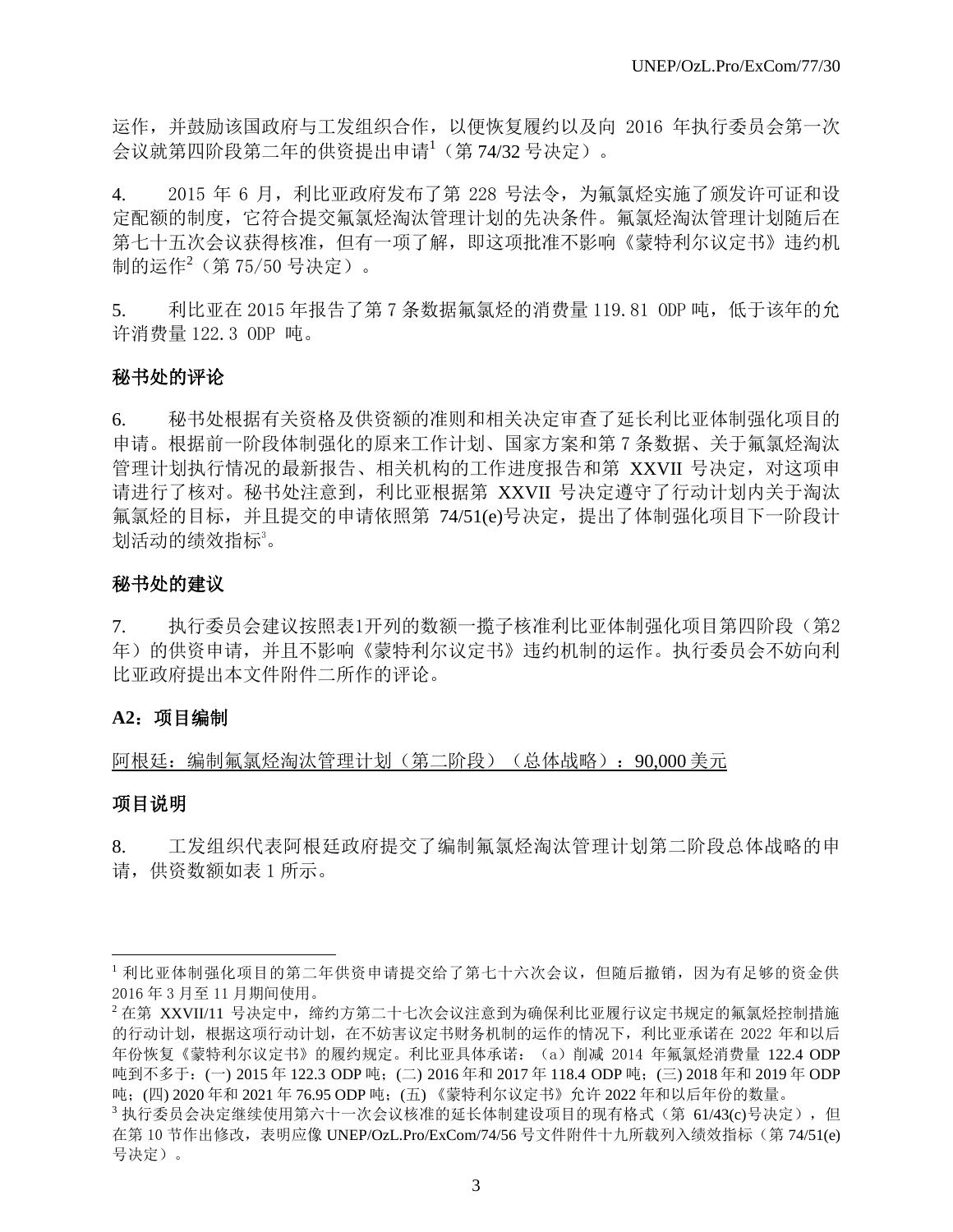运作，并鼓励该国政府与工发组织合作，以便恢复履约以及向 2016 年执行委员会第一次会议就第四阶段第二年的供资提出申请[1]（第 74/32 号决定）。

4. 2015 年 6 月，利比亚政府发布了第 228 号法令，为氟氯烃实施了颁发许可证和设定配额的制度，它符合提交氟氯烃淘汰管理计划的先决条件。氟氯烃淘汰管理计划随后在第七十五次会议获得核准，但有一项了解，即这项批准不影响《蒙特利尔议定书》违约机制的运作[2]（第 75/50 号决定）。

5. 利比亚在 2015 年报告了第 7 条数据氟氯烃的消费量 119.81 ODP 吨，低于该年的允许消费量 122.3 ODP 吨。

**秘书处的评论**

6. 秘书处根据有关资格及供资额的准则和相关决定审查了延长利比亚体制强化项目的申请。根据前一阶段体制强化的原来工作计划、国家方案和第 7 条数据、关于氟氯烃淘汰管理计划执行情况的最新报告、相关机构的工作进度报告和第 XXVII 号决定，对这项申请进行了核对。秘书处注意到，利比亚根据第 XXVII 号决定遵守了行动计划内关于淘汰氟氯烃的目标，并且提交的申请依照第 74/51(e)号决定，提出了体制强化项目下一阶段计划活动的绩效指标[3]。

**秘书处的建议**

7. 执行委员会建议按照表1开列的数额一揽子核准利比亚体制强化项目第四阶段（第2年）的供资申请，并且不影响《蒙特利尔议定书》违约机制的运作。执行委员会不妨向利比亚政府提出本文件附件二所作的评论。

**A2：项目编制**

阿根廷：编制氟氯烃淘汰管理计划（第二阶段）（总体战略）：90,000 美元

**项目说明**

8. 工发组织代表阿根廷政府提交了编制氟氯烃淘汰管理计划第二阶段总体战略的申请，供资数额如表 1 所示。

---

[1] 利比亚体制强化项目的第二年供资申请提交给了第七十六次会议，但随后撤销，因为有足够的资金供 2016 年 3 月至 11 月期间使用。

[2] 在第 XXVII/11 号决定中，缔约方第二十七次会议注意到为确保利比亚履行议定书规定的氟氯烃控制措施的行动计划，根据这项行动计划，在不妨害议定书财务机制的运作的情况下，利比亚承诺在 2022 年和以后年份恢复《蒙特利尔议定书》的履约规定。利比亚具体承诺：（a）削减 2014 年氟氯烃消费量 122.4 ODP 吨到不多于：(一) 2015 年 122.3 ODP 吨；(二) 2016 年和 2017 年 118.4 ODP 吨；(三) 2018 年和 2019 年 ODP 吨；(四) 2020 年和 2021 年 76.95 ODP 吨；(五) 《蒙特利尔议定书》允许 2022 年和以后年份的数量。

[3] 执行委员会决定继续使用第六十一次会议核准的延长体制建设项目的现有格式（第 61/43(c)号决定），但在第 10 节作出修改，表明应像 UNEP/OzL.Pro/ExCom/74/56 号文件附件十九所载列入绩效指标（第 74/51(e) 号决定）。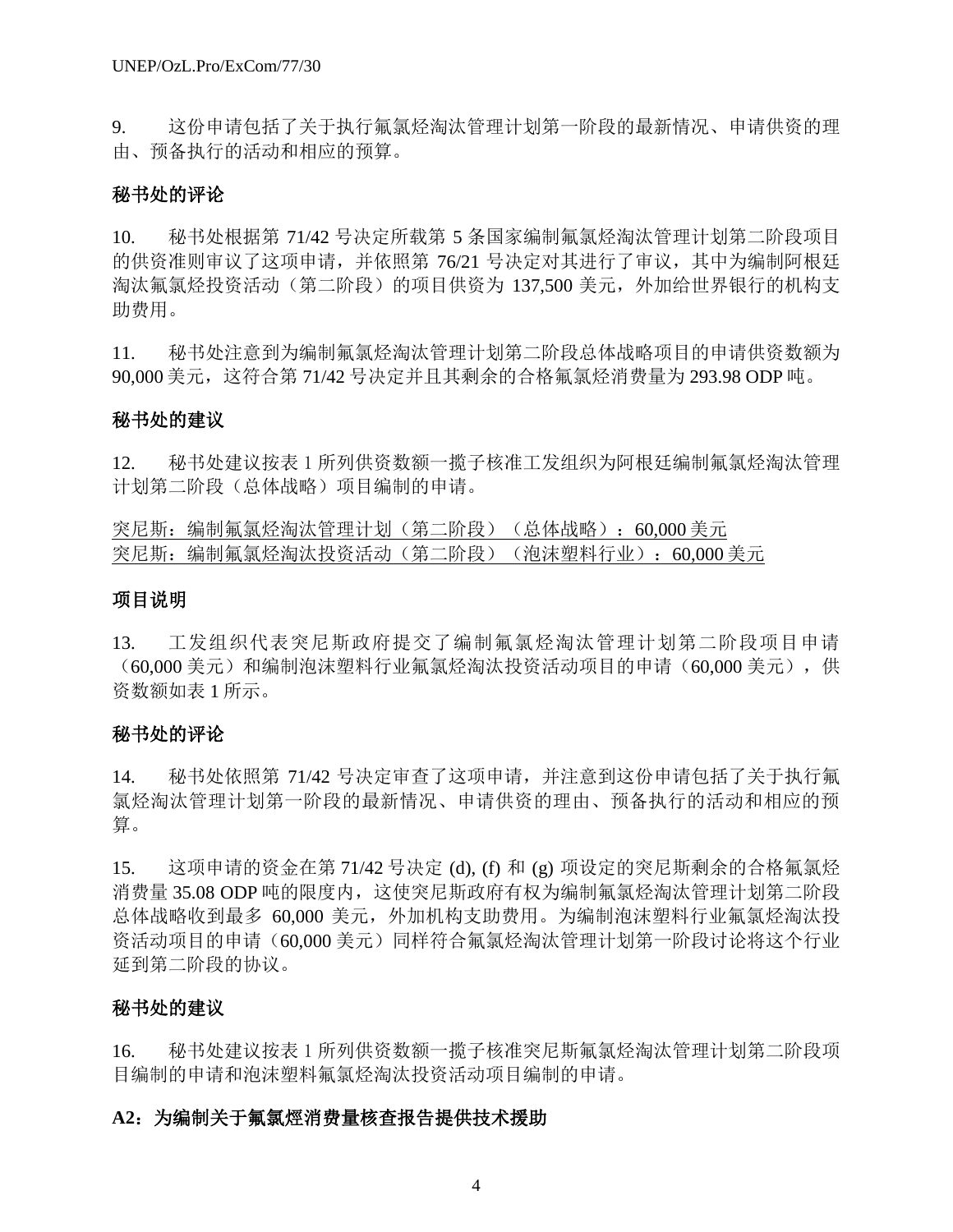9.　　这份申请包括了关于执行氟氯烃淘汰管理计划第一阶段的最新情况、申请供资的理由、预备执行的活动和相应的预算。

**秘书处的评论**

10.　　秘书处根据第 71/42 号决定所载第 5 条国家编制氟氯烃淘汰管理计划第二阶段项目的供资准则审议了这项申请，并依照第 76/21 号决定对其进行了审议，其中为编制阿根廷淘汰氟氯烃投资活动（第二阶段）的项目供资为 137,500 美元，外加给世界银行的机构支助费用。

11.　　秘书处注意到为编制氟氯烃淘汰管理计划第二阶段总体战略项目的申请供资数额为 90,000 美元，这符合第 71/42 号决定并且其剩余的合格氟氯烃消费量为 293.98 ODP 吨。

**秘书处的建议**

12.　　秘书处建议按表 1 所列供资数额一揽子核准工发组织为阿根廷编制氟氯烃淘汰管理计划第二阶段（总体战略）项目编制的申请。

<u>突尼斯：编制氟氯烃淘汰管理计划（第二阶段）（总体战略）：60,000 美元</u>
<u>突尼斯：编制氟氯烃淘汰投资活动（第二阶段）（泡沫塑料行业）：60,000 美元</u>

**项目说明**

13.　　工发组织代表突尼斯政府提交了编制氟氯烃淘汰管理计划第二阶段项目申请（60,000 美元）和编制泡沫塑料行业氟氯烃淘汰投资活动项目的申请（60,000 美元），供资数额如表 1 所示。

**秘书处的评论**

14.　　秘书处依照第 71/42 号决定审查了这项申请，并注意到这份申请包括了关于执行氟氯烃淘汰管理计划第一阶段的最新情况、申请供资的理由、预备执行的活动和相应的预算。

15.　　这项申请的资金在第 71/42 号决定 (d), (f) 和 (g) 项设定的突尼斯剩余的合格氟氯烃消费量 35.08 ODP 吨的限度内，这使突尼斯政府有权为编制氟氯烃淘汰管理计划第二阶段总体战略收到最多 60,000 美元，外加机构支助费用。为编制泡沫塑料行业氟氯烃淘汰投资活动项目的申请（60,000 美元）同样符合氟氯烃淘汰管理计划第一阶段讨论将这个行业延到第二阶段的协议。

**秘书处的建议**

16.　　秘书处建议按表 1 所列供资数额一揽子核准突尼斯氟氯烃淘汰管理计划第二阶段项目编制的申请和泡沫塑料氟氯烃淘汰投资活动项目编制的申请。

**A2：为编制关于氟氯烴消费量核查报告提供技术援助**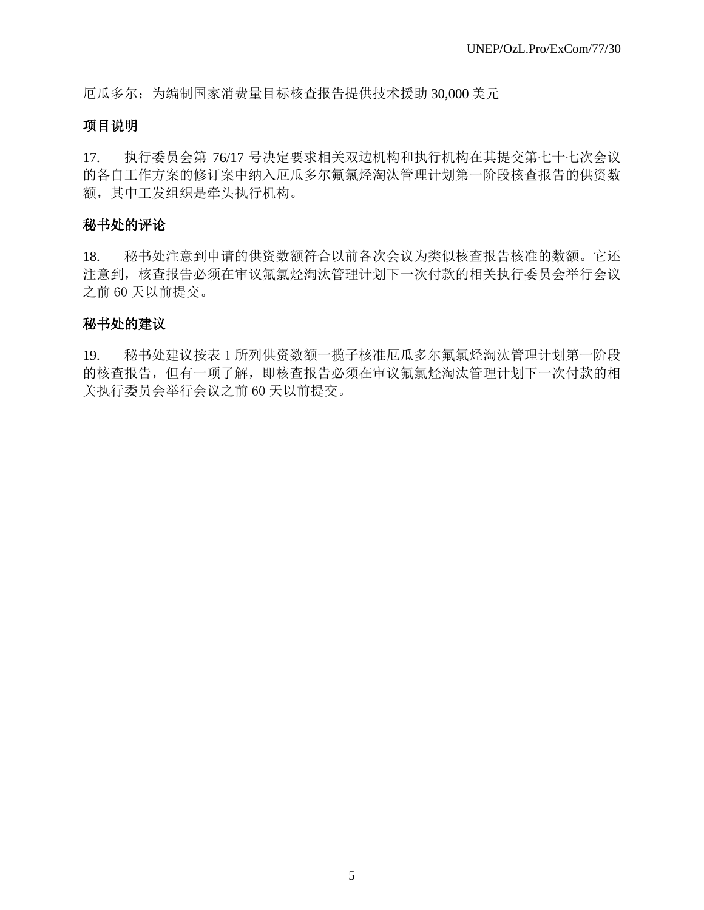<u>厄瓜多尔：为编制国家消费量目标核查报告提供技术援助 30,000 美元</u>

**项目说明**

17. 执行委员会第 76/17 号决定要求相关双边机构和执行机构在其提交第七十七次会议的各自工作方案的修订案中纳入厄瓜多尔氟氯烃淘汰管理计划第一阶段核查报告的供资数额，其中工发组织是牵头执行机构。

**秘书处的评论**

18. 秘书处注意到申请的供资数额符合以前各次会议为类似核查报告核准的数额。它还注意到，核查报告必须在审议氟氯烃淘汰管理计划下一次付款的相关执行委员会举行会议之前 60 天以前提交。

**秘书处的建议**

19. 秘书处建议按表 1 所列供资数额一揽子核准厄瓜多尔氟氯烃淘汰管理计划第一阶段的核查报告，但有一项了解，即核查报告必须在审议氟氯烃淘汰管理计划下一次付款的相关执行委员会举行会议之前 60 天以前提交。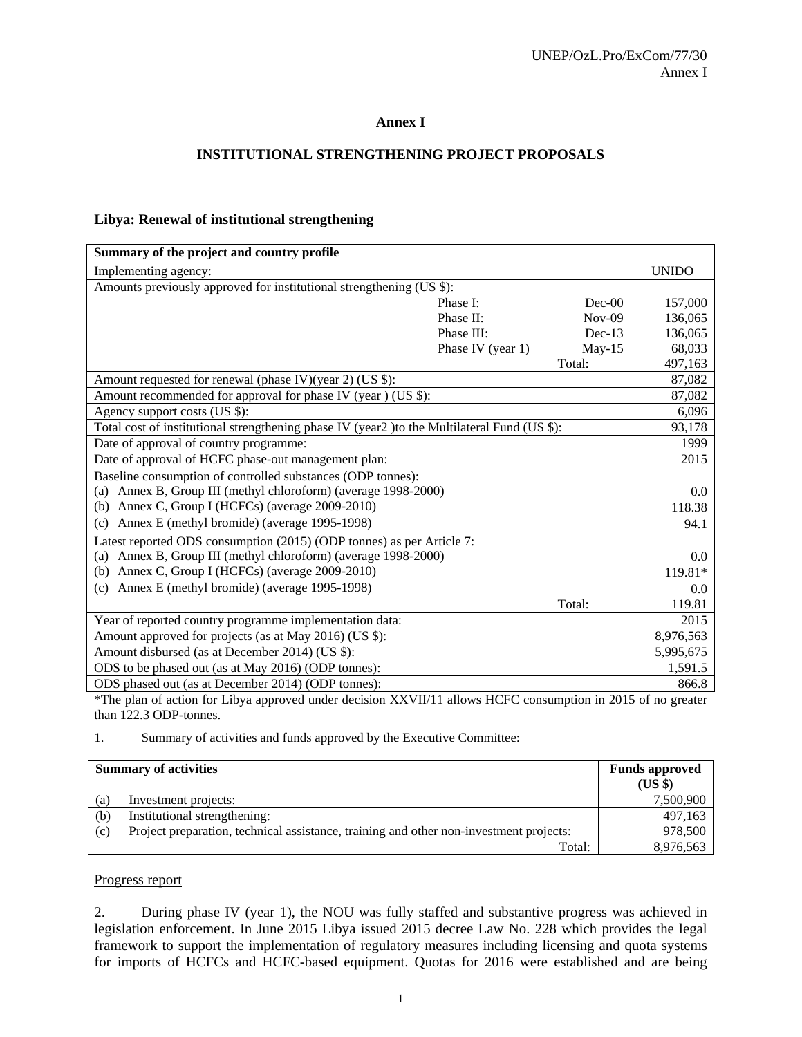# Annex I

## INSTITUTIONAL STRENGTHENING PROJECT PROPOSALS

### Libya: Renewal of institutional strengthening

| Summary of the project and country profile | | | |
|---|---|---|---|
| Implementing agency: | | | UNIDO |
| Amounts previously approved for institutional strengthening (US $): | | | |
| | Phase I: | Dec-00 | 157,000 |
| | Phase II: | Nov-09 | 136,065 |
| | Phase III: | Dec-13 | 136,065 |
| | Phase IV (year 1) | May-15 | 68,033 |
| | | Total: | 497,163 |
| Amount requested for renewal (phase IV)(year 2) (US $): | | | 87,082 |
| Amount recommended for approval for phase IV (year ) (US $): | | | 87,082 |
| Agency support costs (US $): | | | 6,096 |
| Total cost of institutional strengthening phase IV (year2 )to the Multilateral Fund (US $): | | | 93,178 |
| Date of approval of country programme: | | | 1999 |
| Date of approval of HCFC phase-out management plan: | | | 2015 |
| Baseline consumption of controlled substances (ODP tonnes): | | | |
| (a) Annex B, Group III (methyl chloroform) (average 1998-2000) | | | 0.0 |
| (b) Annex C, Group I (HCFCs) (average 2009-2010) | | | 118.38 |
| (c) Annex E (methyl bromide) (average 1995-1998) | | | 94.1 |
| Latest reported ODS consumption (2015) (ODP tonnes) as per Article 7: | | | |
| (a) Annex B, Group III (methyl chloroform) (average 1998-2000) | | | 0.0 |
| (b) Annex C, Group I (HCFCs) (average 2009-2010) | | | 119.81* |
| (c) Annex E (methyl bromide) (average 1995-1998) | | | 0.0 |
| | | Total: | 119.81 |
| Year of reported country programme implementation data: | | | 2015 |
| Amount approved for projects (as at May 2016) (US $): | | | 8,976,563 |
| Amount disbursed (as at December 2014) (US $): | | | 5,995,675 |
| ODS to be phased out (as at May 2016) (ODP tonnes): | | | 1,591.5 |
| ODS phased out (as at December 2014) (ODP tonnes): | | | 866.8 |

*The plan of action for Libya approved under decision XXVII/11 allows HCFC consumption in 2015 of no greater than 122.3 ODP-tonnes.

1. Summary of activities and funds approved by the Executive Committee:

| Summary of activities | | Funds approved (US $) |
|---|---|---|
| (a) | Investment projects: | 7,500,900 |
| (b) | Institutional strengthening: | 497,163 |
| (c) | Project preparation, technical assistance, training and other non-investment projects: | 978,500 |
| | Total: | 8,976,563 |

Progress report

2. During phase IV (year 1), the NOU was fully staffed and substantive progress was achieved in legislation enforcement. In June 2015 Libya issued 2015 decree Law No. 228 which provides the legal framework to support the implementation of regulatory measures including licensing and quota systems for imports of HCFCs and HCFC-based equipment. Quotas for 2016 were established and are being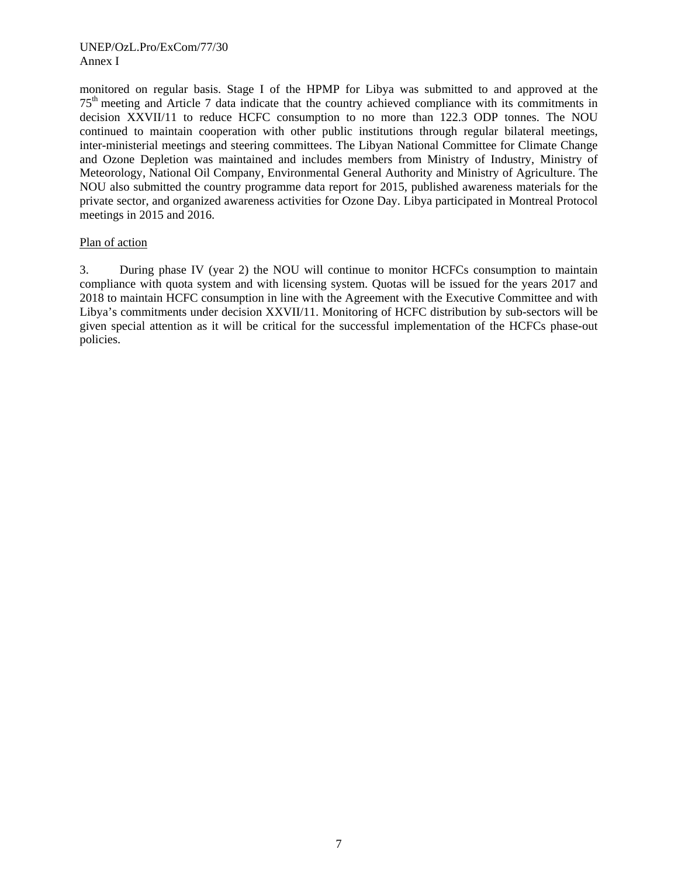monitored on regular basis. Stage I of the HPMP for Libya was submitted to and approved at the 75th meeting and Article 7 data indicate that the country achieved compliance with its commitments in decision XXVII/11 to reduce HCFC consumption to no more than 122.3 ODP tonnes. The NOU continued to maintain cooperation with other public institutions through regular bilateral meetings, inter-ministerial meetings and steering committees. The Libyan National Committee for Climate Change and Ozone Depletion was maintained and includes members from Ministry of Industry, Ministry of Meteorology, National Oil Company, Environmental General Authority and Ministry of Agriculture. The NOU also submitted the country programme data report for 2015, published awareness materials for the private sector, and organized awareness activities for Ozone Day. Libya participated in Montreal Protocol meetings in 2015 and 2016.

Plan of action

3. During phase IV (year 2) the NOU will continue to monitor HCFCs consumption to maintain compliance with quota system and with licensing system. Quotas will be issued for the years 2017 and 2018 to maintain HCFC consumption in line with the Agreement with the Executive Committee and with Libya's commitments under decision XXVII/11. Monitoring of HCFC distribution by sub-sectors will be given special attention as it will be critical for the successful implementation of the HCFCs phase-out policies.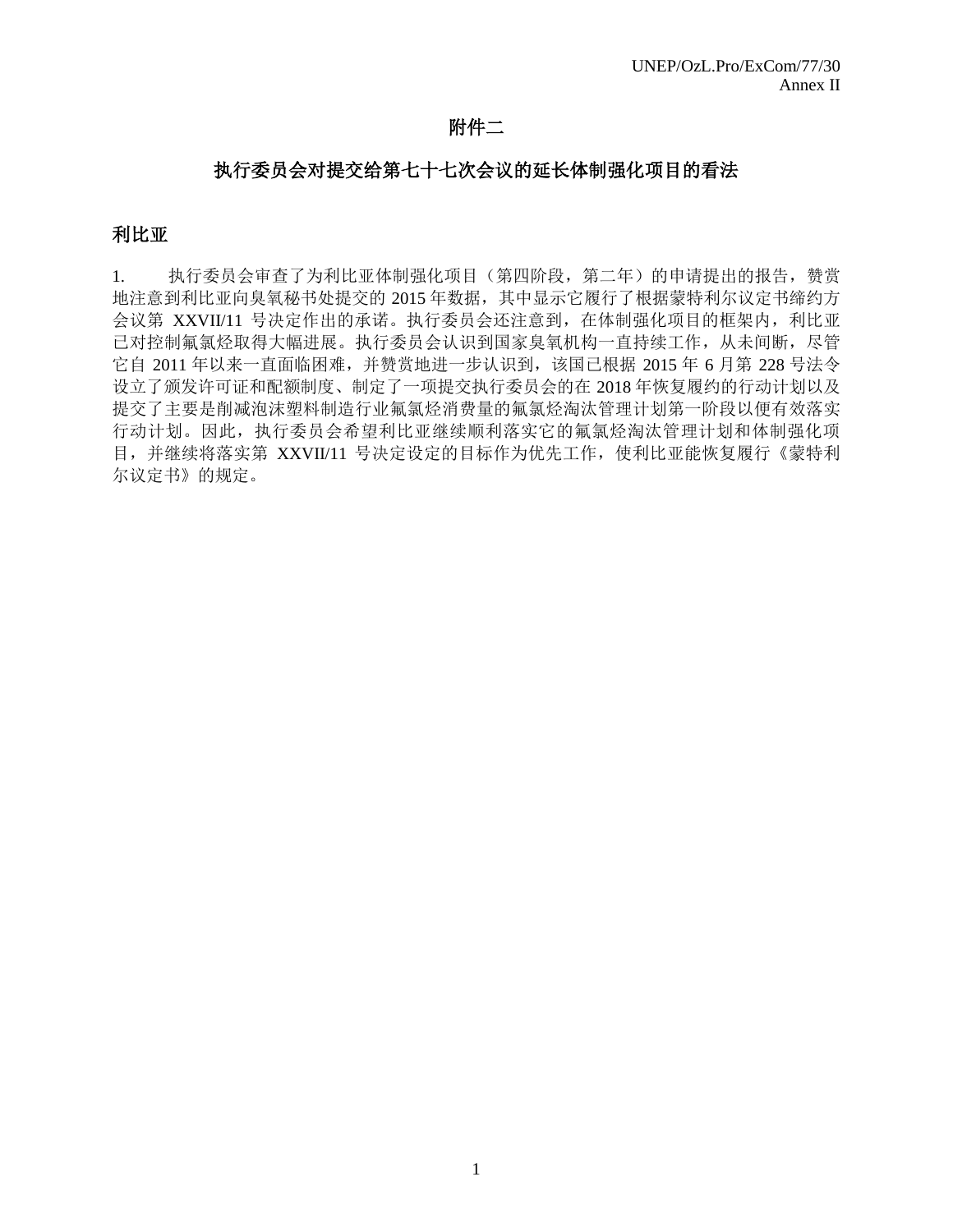# 附件二

## 执行委员会对提交给第七十七次会议的延长体制强化项目的看法

### 利比亚

1. 执行委员会审查了为利比亚体制强化项目（第四阶段，第二年）的申请提出的报告，赞赏地注意到利比亚向臭氧秘书处提交的 2015 年数据，其中显示它履行了根据蒙特利尔议定书缔约方会议第 XXVII/11 号决定作出的承诺。执行委员会还注意到，在体制强化项目的框架内，利比亚已对控制氟氯烃取得大幅进展。执行委员会认识到国家臭氧机构一直持续工作，从未间断，尽管它自 2011 年以来一直面临困难，并赞赏地进一步认识到，该国已根据 2015 年 6 月第 228 号法令设立了颁发许可证和配额制度、制定了一项提交执行委员会的在 2018 年恢复履约的行动计划以及提交了主要是削减泡沫塑料制造行业氟氯烃消费量的氟氯烃淘汰管理计划第一阶段以便有效落实行动计划。因此，执行委员会希望利比亚继续顺利落实它的氟氯烃淘汰管理计划和体制强化项目，并继续将落实第 XXVII/11 号决定设定的目标作为优先工作，使利比亚能恢复履行《蒙特利尔议定书》的规定。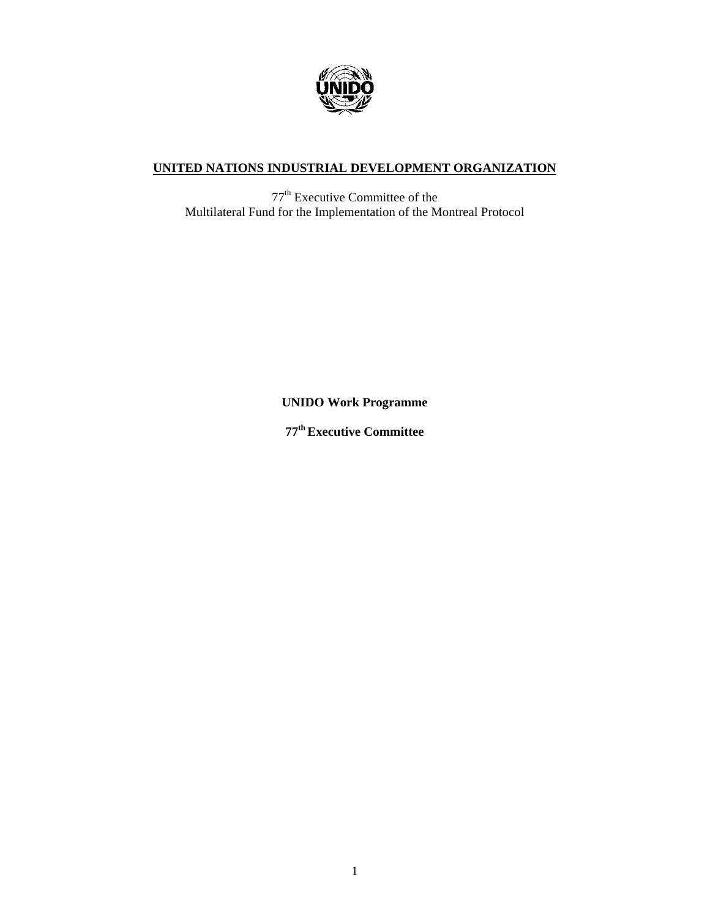**UNITED NATIONS INDUSTRIAL DEVELOPMENT ORGANIZATION**

77th Executive Committee of the
Multilateral Fund for the Implementation of the Montreal Protocol

**UNIDO Work Programme**

**77th Executive Committee**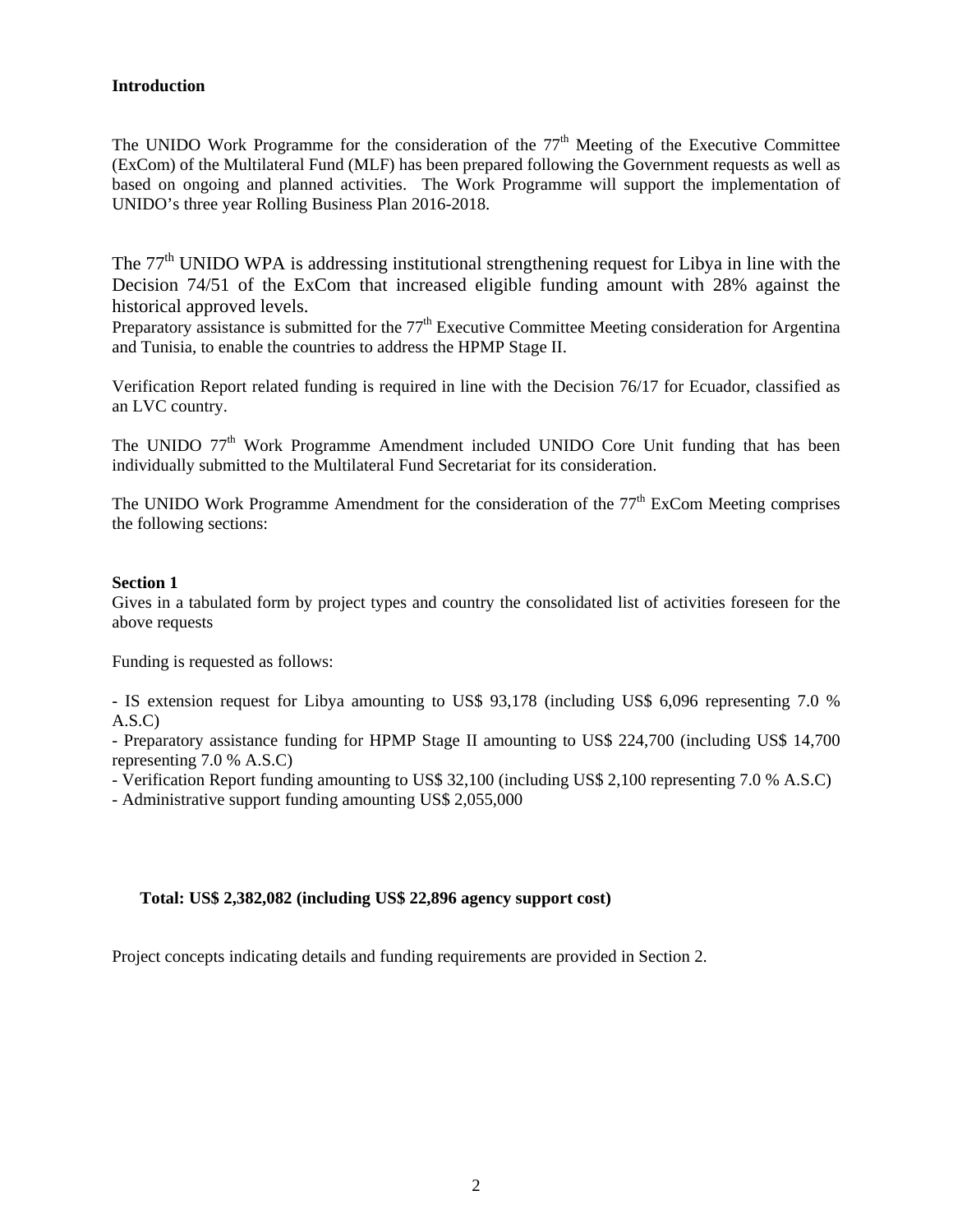**Introduction**

The UNIDO Work Programme for the consideration of the 77th Meeting of the Executive Committee (ExCom) of the Multilateral Fund (MLF) has been prepared following the Government requests as well as based on ongoing and planned activities. The Work Programme will support the implementation of UNIDO's three year Rolling Business Plan 2016-2018.

The 77th UNIDO WPA is addressing institutional strengthening request for Libya in line with the Decision 74/51 of the ExCom that increased eligible funding amount with 28% against the historical approved levels.

Preparatory assistance is submitted for the 77th Executive Committee Meeting consideration for Argentina and Tunisia, to enable the countries to address the HPMP Stage II.

Verification Report related funding is required in line with the Decision 76/17 for Ecuador, classified as an LVC country.

The UNIDO 77th Work Programme Amendment included UNIDO Core Unit funding that has been individually submitted to the Multilateral Fund Secretariat for its consideration.

The UNIDO Work Programme Amendment for the consideration of the 77th ExCom Meeting comprises the following sections:

**Section 1**

Gives in a tabulated form by project types and country the consolidated list of activities foreseen for the above requests

Funding is requested as follows:

- IS extension request for Libya amounting to US$ 93,178 (including US$ 6,096 representing 7.0 % A.S.C)
- Preparatory assistance funding for HPMP Stage II amounting to US$ 224,700 (including US$ 14,700 representing 7.0 % A.S.C)
- Verification Report funding amounting to US$ 32,100 (including US$ 2,100 representing 7.0 % A.S.C)
- Administrative support funding amounting US$ 2,055,000

**Total: US$ 2,382,082 (including US$ 22,896 agency support cost)**

Project concepts indicating details and funding requirements are provided in Section 2.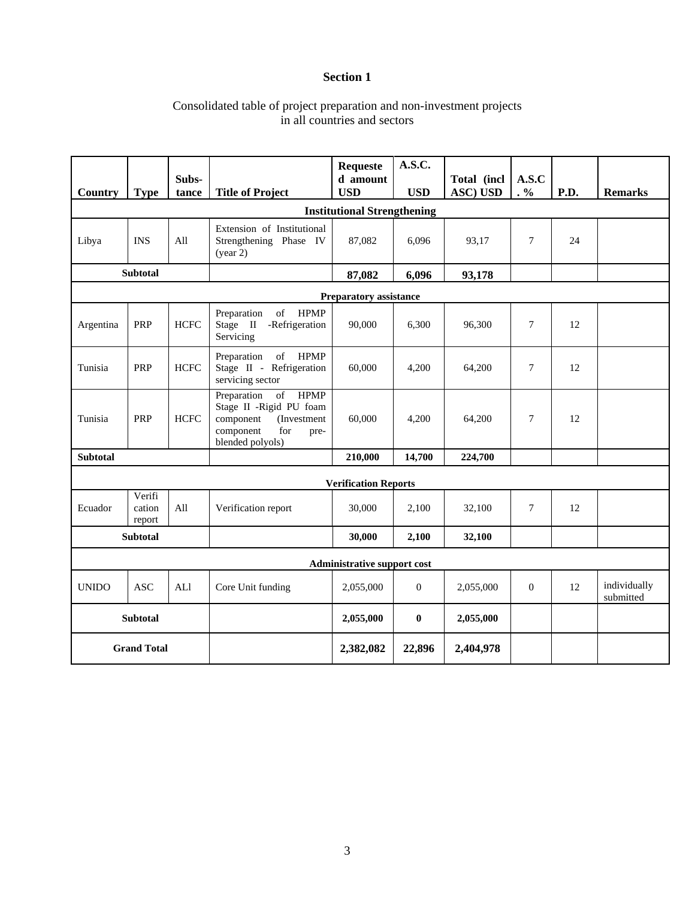# Section 1

Consolidated table of project preparation and non-investment projects in all countries and sectors

| Country | Type | Subs-tance | Title of Project | Requested amount USD | A.S.C. USD | Total (incl ASC) USD | A.S.C. % | P.D. | Remarks |
|---|---|---|---|---|---|---|---|---|---|
| **Institutional Strengthening** | | | | | | | | | |
| Libya | INS | All | Extension of Institutional Strengthening Phase IV (year 2) | 87,082 | 6,096 | 93,17 | 7 | 24 | |
| **Subtotal** | | | | **87,082** | **6,096** | **93,178** | | | |
| **Preparatory assistance** | | | | | | | | | |
| Argentina | PRP | HCFC | Preparation of HPMP Stage II -Refrigeration Servicing | 90,000 | 6,300 | 96,300 | 7 | 12 | |
| Tunisia | PRP | HCFC | Preparation of HPMP Stage II - Refrigeration servicing sector | 60,000 | 4,200 | 64,200 | 7 | 12 | |
| Tunisia | PRP | HCFC | Preparation of HPMP Stage II -Rigid PU foam component (Investment component for pre-blended polyols) | 60,000 | 4,200 | 64,200 | 7 | 12 | |
| **Subtotal** | | | | **210,000** | **14,700** | **224,700** | | | |
| **Verification Reports** | | | | | | | | | |
| Ecuador | Verification report | All | Verification report | 30,000 | 2,100 | 32,100 | 7 | 12 | |
| **Subtotal** | | | | **30,000** | **2,100** | **32,100** | | | |
| **Administrative support cost** | | | | | | | | | |
| UNIDO | ASC | ALl | Core Unit funding | 2,055,000 | 0 | 2,055,000 | 0 | 12 | individually submitted |
| **Subtotal** | | | | **2,055,000** | **0** | **2,055,000** | | | |
| **Grand Total** | | | | **2,382,082** | **22,896** | **2,404,978** | | | |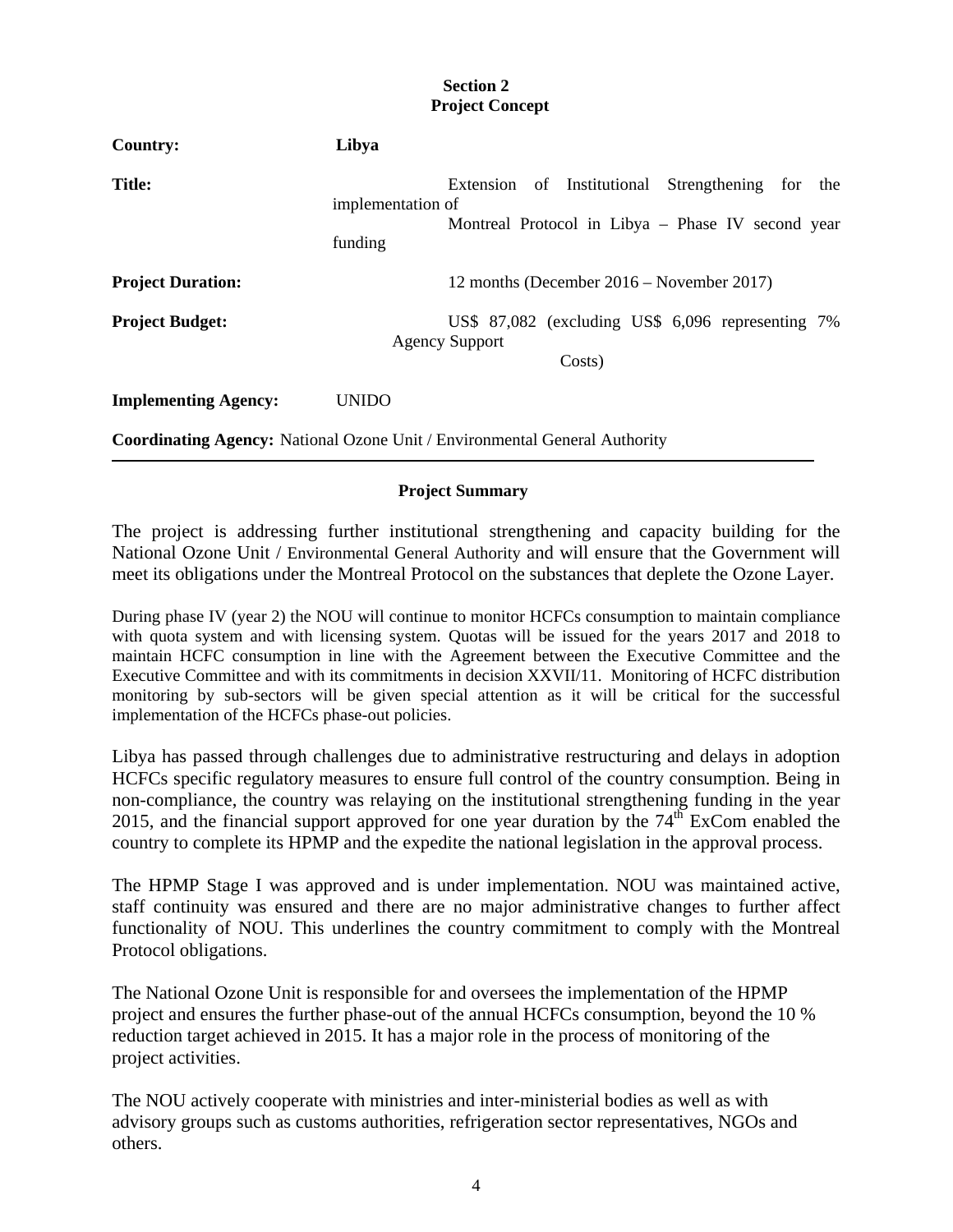**Section 2**
**Project Concept**

**Country:** **Libya**

**Title:** Extension of Institutional Strengthening for the implementation of Montreal Protocol in Libya – Phase IV second year funding

**Project Duration:** 12 months (December 2016 – November 2017)

**Project Budget:** US$ 87,082 (excluding US$ 6,096 representing 7% Agency Support Costs)

**Implementing Agency:** UNIDO

**Coordinating Agency:** National Ozone Unit / Environmental General Authority

---

**Project Summary**

The project is addressing further institutional strengthening and capacity building for the National Ozone Unit / Environmental General Authority and will ensure that the Government will meet its obligations under the Montreal Protocol on the substances that deplete the Ozone Layer.

During phase IV (year 2) the NOU will continue to monitor HCFCs consumption to maintain compliance with quota system and with licensing system. Quotas will be issued for the years 2017 and 2018 to maintain HCFC consumption in line with the Agreement between the Executive Committee and the Executive Committee and with its commitments in decision XXVII/11. Monitoring of HCFC distribution monitoring by sub-sectors will be given special attention as it will be critical for the successful implementation of the HCFCs phase-out policies.

Libya has passed through challenges due to administrative restructuring and delays in adoption HCFCs specific regulatory measures to ensure full control of the country consumption. Being in non-compliance, the country was relaying on the institutional strengthening funding in the year 2015, and the financial support approved for one year duration by the 74th ExCom enabled the country to complete its HPMP and the expedite the national legislation in the approval process.

The HPMP Stage I was approved and is under implementation. NOU was maintained active, staff continuity was ensured and there are no major administrative changes to further affect functionality of NOU. This underlines the country commitment to comply with the Montreal Protocol obligations.

The National Ozone Unit is responsible for and oversees the implementation of the HPMP project and ensures the further phase-out of the annual HCFCs consumption, beyond the 10 % reduction target achieved in 2015. It has a major role in the process of monitoring of the project activities.

The NOU actively cooperate with ministries and inter-ministerial bodies as well as with advisory groups such as customs authorities, refrigeration sector representatives, NGOs and others.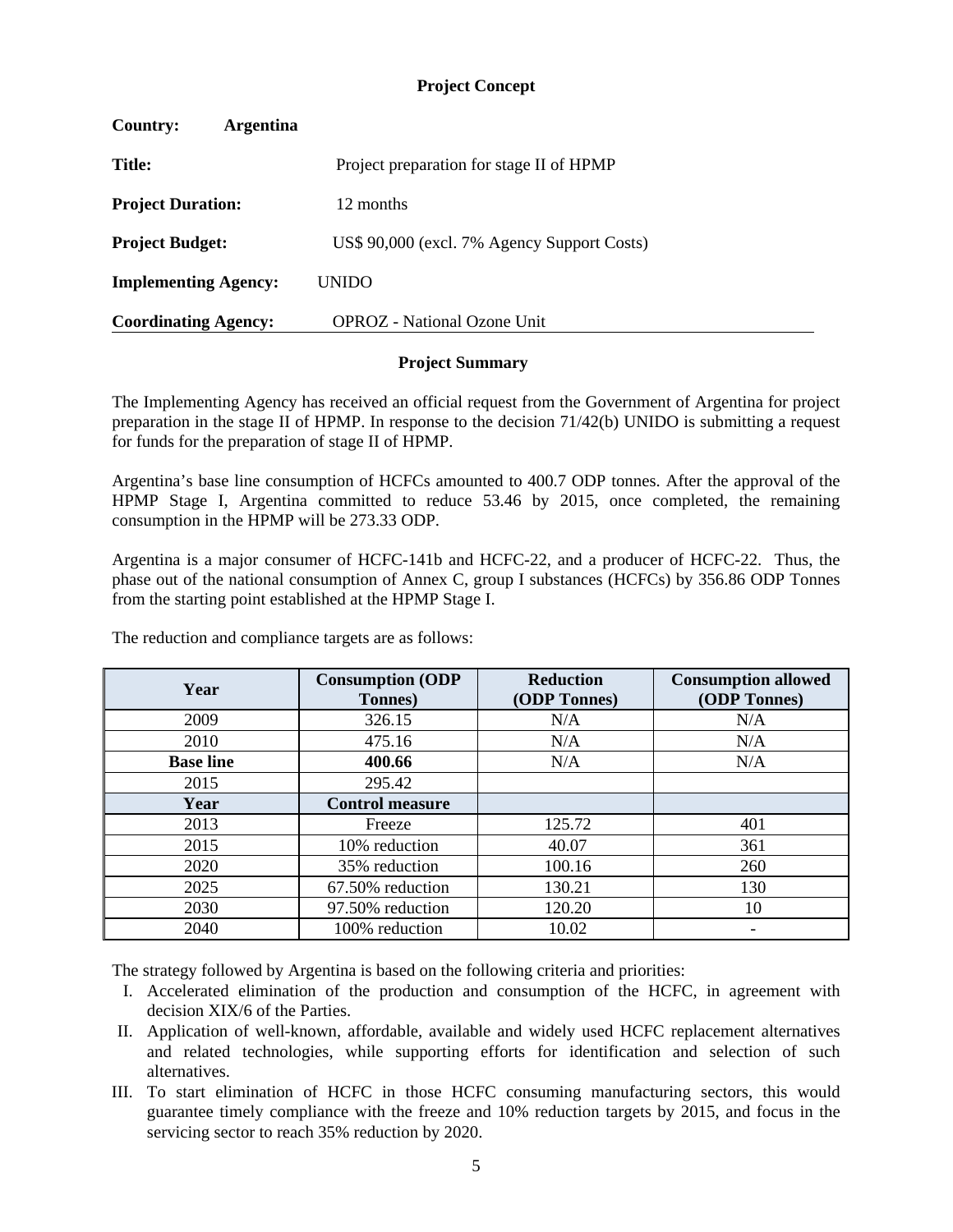**Project Concept**

**Country:** **Argentina**

**Title:** Project preparation for stage II of HPMP

**Project Duration:** 12 months

**Project Budget:** US$ 90,000 (excl. 7% Agency Support Costs)

**Implementing Agency:** UNIDO

**Coordinating Agency:** OPROZ - National Ozone Unit

**Project Summary**

The Implementing Agency has received an official request from the Government of Argentina for project preparation in the stage II of HPMP. In response to the decision 71/42(b) UNIDO is submitting a request for funds for the preparation of stage II of HPMP.

Argentina's base line consumption of HCFCs amounted to 400.7 ODP tonnes. After the approval of the HPMP Stage I, Argentina committed to reduce 53.46 by 2015, once completed, the remaining consumption in the HPMP will be 273.33 ODP.

Argentina is a major consumer of HCFC-141b and HCFC-22, and a producer of HCFC-22. Thus, the phase out of the national consumption of Annex C, group I substances (HCFCs) by 356.86 ODP Tonnes from the starting point established at the HPMP Stage I.

The reduction and compliance targets are as follows:

| Year | Consumption (ODP Tonnes) | Reduction (ODP Tonnes) | Consumption allowed (ODP Tonnes) |
|---|---|---|---|
| 2009 | 326.15 | N/A | N/A |
| 2010 | 475.16 | N/A | N/A |
| **Base line** | **400.66** | N/A | N/A |
| 2015 | 295.42 | | |
| **Year** | **Control measure** | | |
| 2013 | Freeze | 125.72 | 401 |
| 2015 | 10% reduction | 40.07 | 361 |
| 2020 | 35% reduction | 100.16 | 260 |
| 2025 | 67.50% reduction | 130.21 | 130 |
| 2030 | 97.50% reduction | 120.20 | 10 |
| 2040 | 100% reduction | 10.02 | - |

The strategy followed by Argentina is based on the following criteria and priorities:

I. Accelerated elimination of the production and consumption of the HCFC, in agreement with decision XIX/6 of the Parties.
II. Application of well-known, affordable, available and widely used HCFC replacement alternatives and related technologies, while supporting efforts for identification and selection of such alternatives.
III. To start elimination of HCFC in those HCFC consuming manufacturing sectors, this would guarantee timely compliance with the freeze and 10% reduction targets by 2015, and focus in the servicing sector to reach 35% reduction by 2020.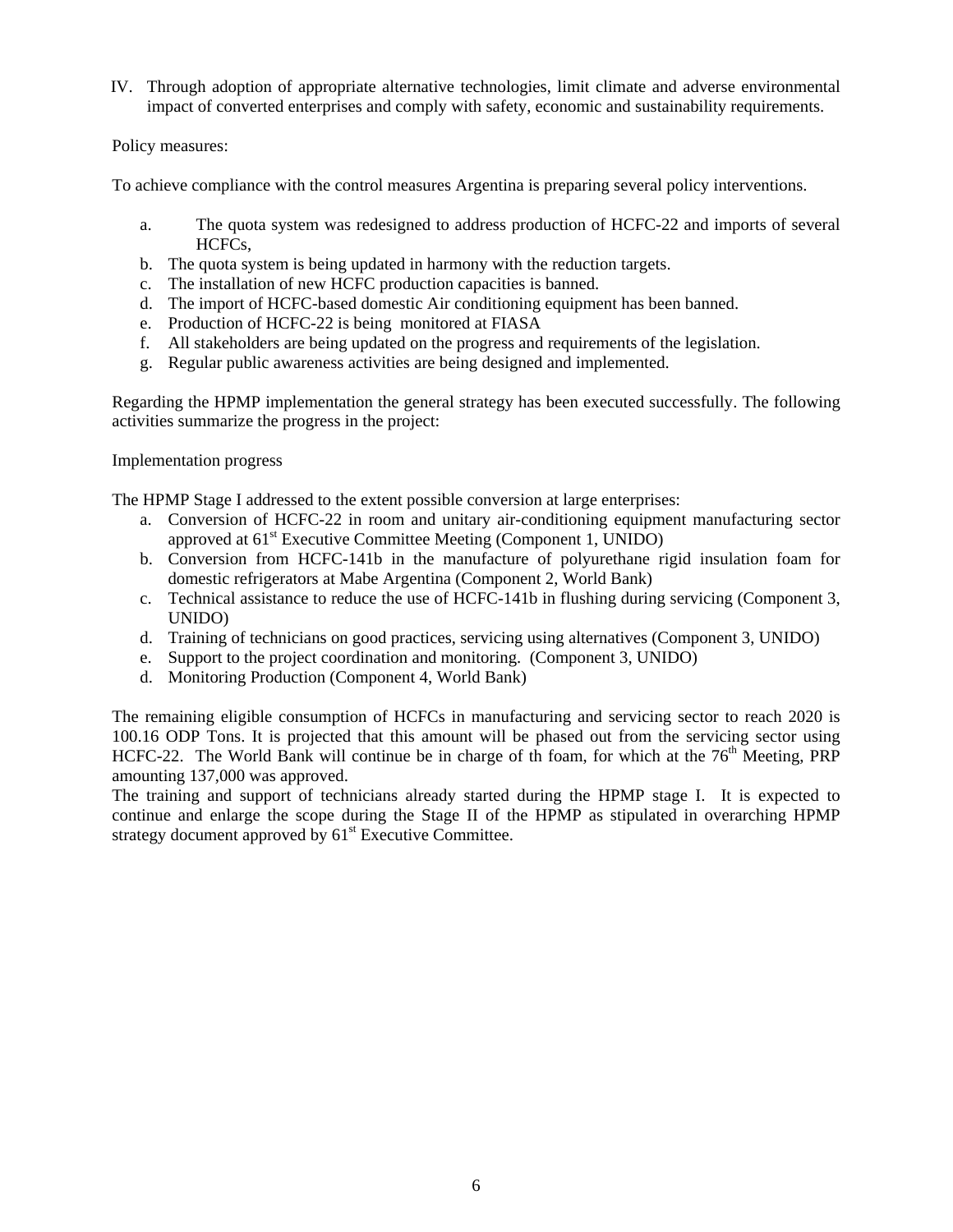IV. Through adoption of appropriate alternative technologies, limit climate and adverse environmental impact of converted enterprises and comply with safety, economic and sustainability requirements.

Policy measures:

To achieve compliance with the control measures Argentina is preparing several policy interventions.

a. The quota system was redesigned to address production of HCFC-22 and imports of several HCFCs,
b. The quota system is being updated in harmony with the reduction targets.
c. The installation of new HCFC production capacities is banned.
d. The import of HCFC-based domestic Air conditioning equipment has been banned.
e. Production of HCFC-22 is being monitored at FIASA
f. All stakeholders are being updated on the progress and requirements of the legislation.
g. Regular public awareness activities are being designed and implemented.

Regarding the HPMP implementation the general strategy has been executed successfully. The following activities summarize the progress in the project:

Implementation progress

The HPMP Stage I addressed to the extent possible conversion at large enterprises:

a. Conversion of HCFC-22 in room and unitary air-conditioning equipment manufacturing sector approved at 61st Executive Committee Meeting (Component 1, UNIDO)
b. Conversion from HCFC-141b in the manufacture of polyurethane rigid insulation foam for domestic refrigerators at Mabe Argentina (Component 2, World Bank)
c. Technical assistance to reduce the use of HCFC-141b in flushing during servicing (Component 3, UNIDO)
d. Training of technicians on good practices, servicing using alternatives (Component 3, UNIDO)
e. Support to the project coordination and monitoring. (Component 3, UNIDO)
d. Monitoring Production (Component 4, World Bank)

The remaining eligible consumption of HCFCs in manufacturing and servicing sector to reach 2020 is 100.16 ODP Tons. It is projected that this amount will be phased out from the servicing sector using HCFC-22. The World Bank will continue be in charge of th foam, for which at the 76th Meeting, PRP amounting 137,000 was approved.

The training and support of technicians already started during the HPMP stage I. It is expected to continue and enlarge the scope during the Stage II of the HPMP as stipulated in overarching HPMP strategy document approved by 61st Executive Committee.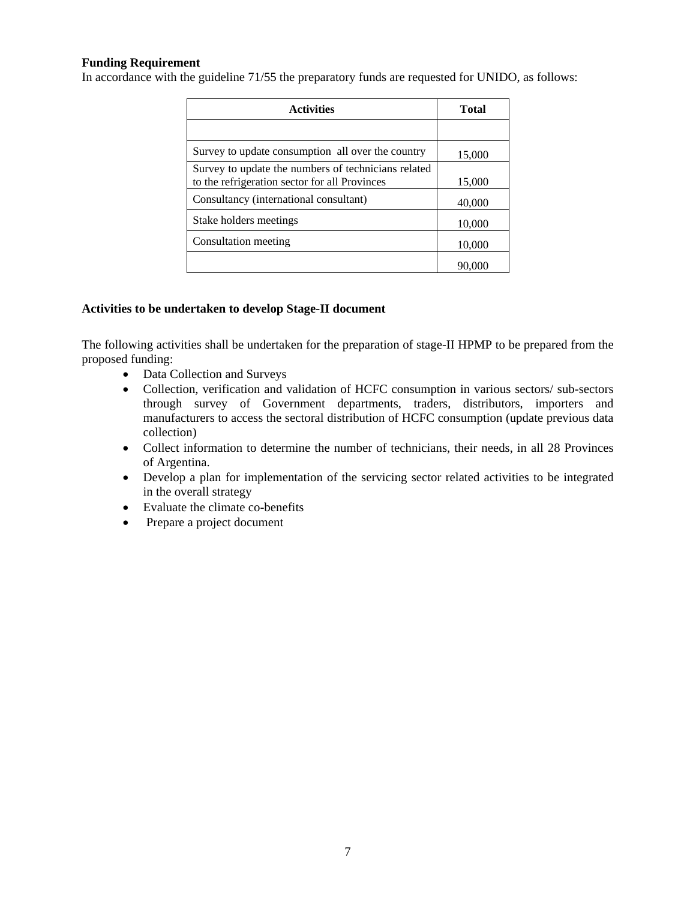**Funding Requirement**

In accordance with the guideline 71/55 the preparatory funds are requested for UNIDO, as follows:

| Activities | Total |
|---|---|
| | |
| Survey to update consumption all over the country | 15,000 |
| Survey to update the numbers of technicians related to the refrigeration sector for all Provinces | 15,000 |
| Consultancy (international consultant) | 40,000 |
| Stake holders meetings | 10,000 |
| Consultation meeting | 10,000 |
| | 90,000 |

**Activities to be undertaken to develop Stage-II document**

The following activities shall be undertaken for the preparation of stage-II HPMP to be prepared from the proposed funding:

- Data Collection and Surveys
- Collection, verification and validation of HCFC consumption in various sectors/ sub-sectors through survey of Government departments, traders, distributors, importers and manufacturers to access the sectoral distribution of HCFC consumption (update previous data collection)
- Collect information to determine the number of technicians, their needs, in all 28 Provinces of Argentina.
- Develop a plan for implementation of the servicing sector related activities to be integrated in the overall strategy
- Evaluate the climate co-benefits
- Prepare a project document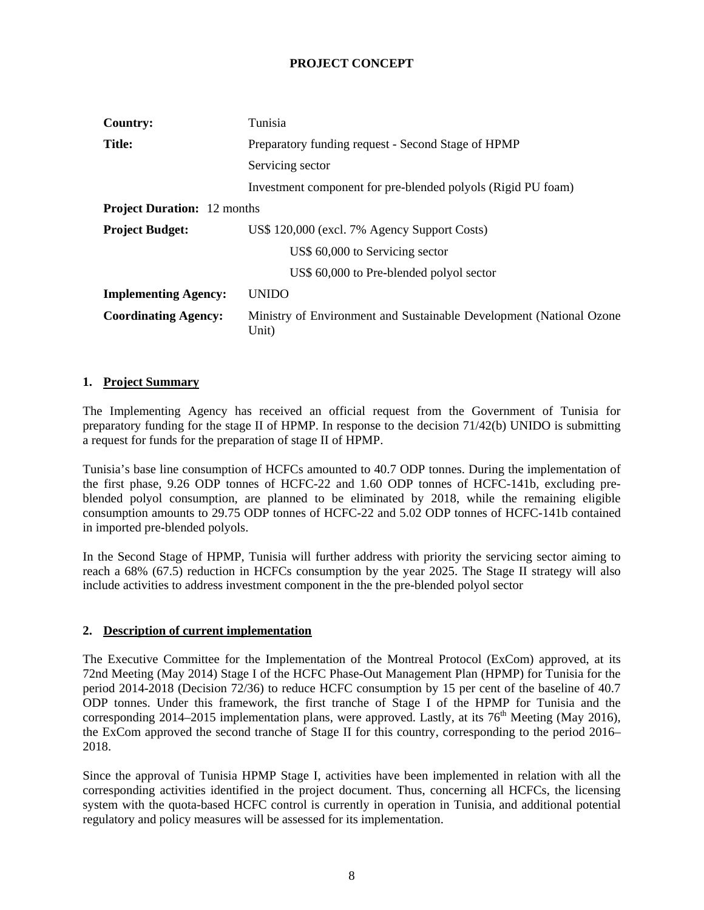**PROJECT CONCEPT**

| | |
|---|---|
| **Country:** | Tunisia |
| **Title:** | Preparatory funding request - Second Stage of HPMP |
| | Servicing sector |
| | Investment component for pre-blended polyols (Rigid PU foam) |
| **Project Duration:** 12 months | |
| **Project Budget:** | US$ 120,000 (excl. 7% Agency Support Costs) |
| | US$ 60,000 to Servicing sector |
| | US$ 60,000 to Pre-blended polyol sector |
| **Implementing Agency:** | UNIDO |
| **Coordinating Agency:** | Ministry of Environment and Sustainable Development (National Ozone Unit) |

## 1. Project Summary

The Implementing Agency has received an official request from the Government of Tunisia for preparatory funding for the stage II of HPMP. In response to the decision 71/42(b) UNIDO is submitting a request for funds for the preparation of stage II of HPMP.

Tunisia's base line consumption of HCFCs amounted to 40.7 ODP tonnes. During the implementation of the first phase, 9.26 ODP tonnes of HCFC-22 and 1.60 ODP tonnes of HCFC-141b, excluding pre-blended polyol consumption, are planned to be eliminated by 2018, while the remaining eligible consumption amounts to 29.75 ODP tonnes of HCFC-22 and 5.02 ODP tonnes of HCFC-141b contained in imported pre-blended polyols.

In the Second Stage of HPMP, Tunisia will further address with priority the servicing sector aiming to reach a 68% (67.5) reduction in HCFCs consumption by the year 2025. The Stage II strategy will also include activities to address investment component in the the pre-blended polyol sector

## 2. Description of current implementation

The Executive Committee for the Implementation of the Montreal Protocol (ExCom) approved, at its 72nd Meeting (May 2014) Stage I of the HCFC Phase-Out Management Plan (HPMP) for Tunisia for the period 2014-2018 (Decision 72/36) to reduce HCFC consumption by 15 per cent of the baseline of 40.7 ODP tonnes. Under this framework, the first tranche of Stage I of the HPMP for Tunisia and the corresponding 2014–2015 implementation plans, were approved. Lastly, at its 76th Meeting (May 2016), the ExCom approved the second tranche of Stage II for this country, corresponding to the period 2016–2018.

Since the approval of Tunisia HPMP Stage I, activities have been implemented in relation with all the corresponding activities identified in the project document. Thus, concerning all HCFCs, the licensing system with the quota-based HCFC control is currently in operation in Tunisia, and additional potential regulatory and policy measures will be assessed for its implementation.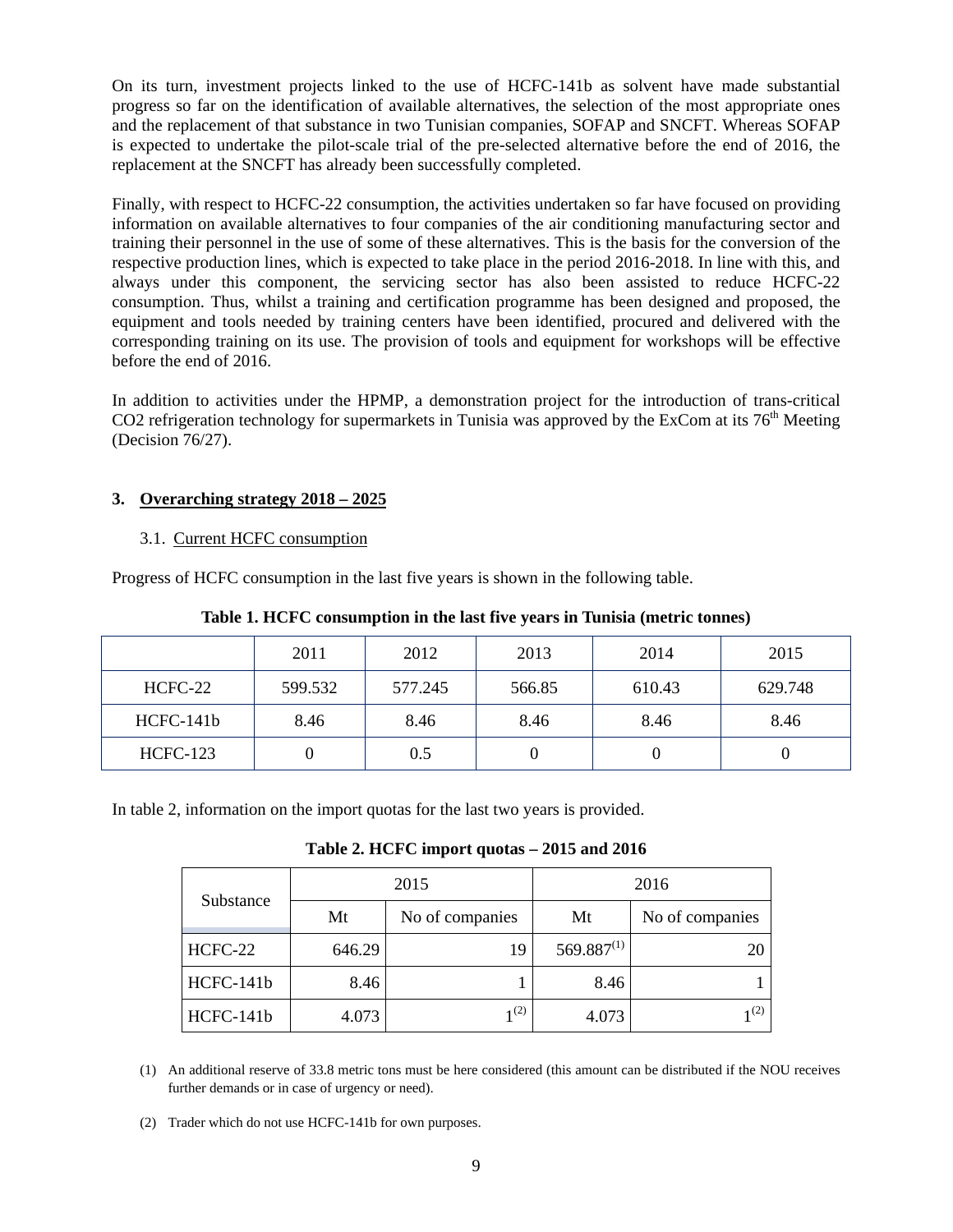On its turn, investment projects linked to the use of HCFC-141b as solvent have made substantial progress so far on the identification of available alternatives, the selection of the most appropriate ones and the replacement of that substance in two Tunisian companies, SOFAP and SNCFT. Whereas SOFAP is expected to undertake the pilot-scale trial of the pre-selected alternative before the end of 2016, the replacement at the SNCFT has already been successfully completed.

Finally, with respect to HCFC-22 consumption, the activities undertaken so far have focused on providing information on available alternatives to four companies of the air conditioning manufacturing sector and training their personnel in the use of some of these alternatives. This is the basis for the conversion of the respective production lines, which is expected to take place in the period 2016-2018. In line with this, and always under this component, the servicing sector has also been assisted to reduce HCFC-22 consumption. Thus, whilst a training and certification programme has been designed and proposed, the equipment and tools needed by training centers have been identified, procured and delivered with the corresponding training on its use. The provision of tools and equipment for workshops will be effective before the end of 2016.

In addition to activities under the HPMP, a demonstration project for the introduction of trans-critical CO2 refrigeration technology for supermarkets in Tunisia was approved by the ExCom at its 76th Meeting (Decision 76/27).

## 3. Overarching strategy 2018 – 2025

### 3.1. Current HCFC consumption

Progress of HCFC consumption in the last five years is shown in the following table.

**Table 1. HCFC consumption in the last five years in Tunisia (metric tonnes)**

| | 2011 | 2012 | 2013 | 2014 | 2015 |
|---|---|---|---|---|---|
| HCFC-22 | 599.532 | 577.245 | 566.85 | 610.43 | 629.748 |
| HCFC-141b | 8.46 | 8.46 | 8.46 | 8.46 | 8.46 |
| HCFC-123 | 0 | 0.5 | 0 | 0 | 0 |

In table 2, information on the import quotas for the last two years is provided.

**Table 2. HCFC import quotas – 2015 and 2016**

| Substance | 2015 | | 2016 | |
|---|---|---|---|---|
| | Mt | No of companies | Mt | No of companies |
| HCFC-22 | 646.29 | 19 | 569.887 (1) | 20 |
| HCFC-141b | 8.46 | 1 | 8.46 | 1 |
| HCFC-141b | 4.073 | 1 (2) | 4.073 | 1 (2) |

(1) An additional reserve of 33.8 metric tons must be here considered (this amount can be distributed if the NOU receives further demands or in case of urgency or need).

(2) Trader which do not use HCFC-141b for own purposes.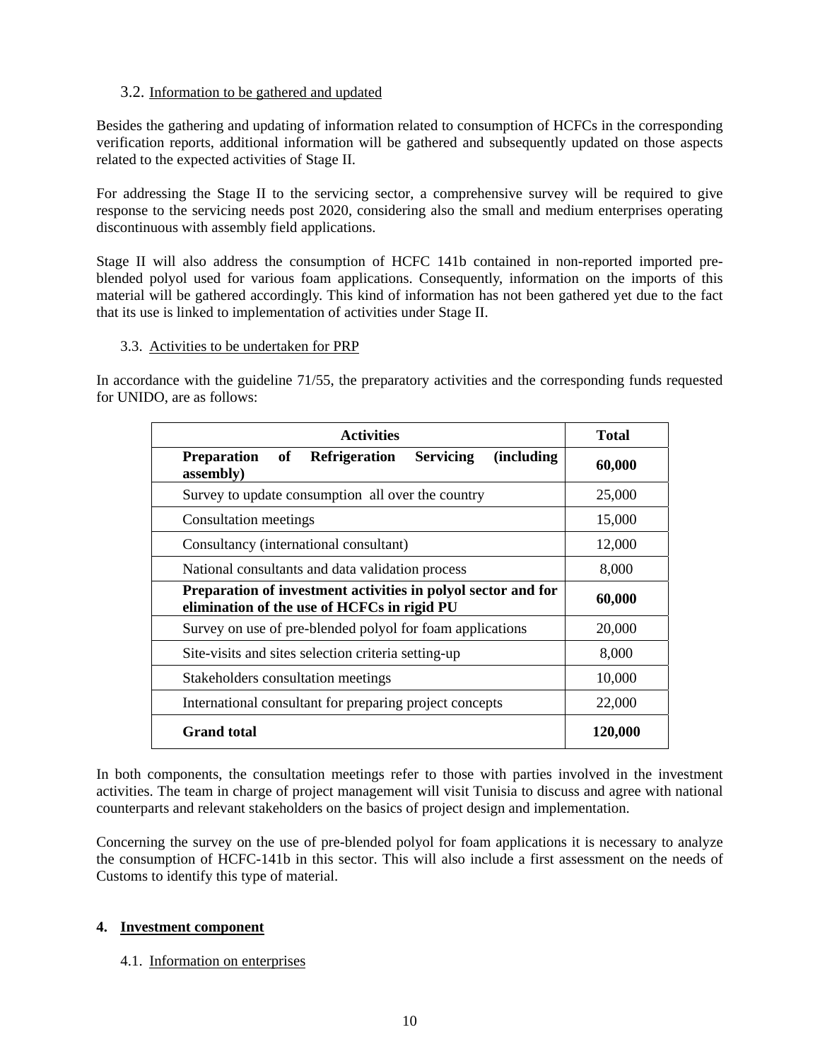### 3.2. Information to be gathered and updated

Besides the gathering and updating of information related to consumption of HCFCs in the corresponding verification reports, additional information will be gathered and subsequently updated on those aspects related to the expected activities of Stage II.

For addressing the Stage II to the servicing sector, a comprehensive survey will be required to give response to the servicing needs post 2020, considering also the small and medium enterprises operating discontinuous with assembly field applications.

Stage II will also address the consumption of HCFC 141b contained in non-reported imported pre-blended polyol used for various foam applications. Consequently, information on the imports of this material will be gathered accordingly. This kind of information has not been gathered yet due to the fact that its use is linked to implementation of activities under Stage II.

### 3.3. Activities to be undertaken for PRP

In accordance with the guideline 71/55, the preparatory activities and the corresponding funds requested for UNIDO, are as follows:

| Activities | Total |
|---|---|
| **Preparation of Refrigeration Servicing (including assembly)** | **60,000** |
| Survey to update consumption all over the country | 25,000 |
| Consultation meetings | 15,000 |
| Consultancy (international consultant) | 12,000 |
| National consultants and data validation process | 8,000 |
| **Preparation of investment activities in polyol sector and for elimination of the use of HCFCs in rigid PU** | **60,000** |
| Survey on use of pre-blended polyol for foam applications | 20,000 |
| Site-visits and sites selection criteria setting-up | 8,000 |
| Stakeholders consultation meetings | 10,000 |
| International consultant for preparing project concepts | 22,000 |
| **Grand total** | **120,000** |

In both components, the consultation meetings refer to those with parties involved in the investment activities. The team in charge of project management will visit Tunisia to discuss and agree with national counterparts and relevant stakeholders on the basics of project design and implementation.

Concerning the survey on the use of pre-blended polyol for foam applications it is necessary to analyze the consumption of HCFC-141b in this sector. This will also include a first assessment on the needs of Customs to identify this type of material.

## 4. Investment component

### 4.1. Information on enterprises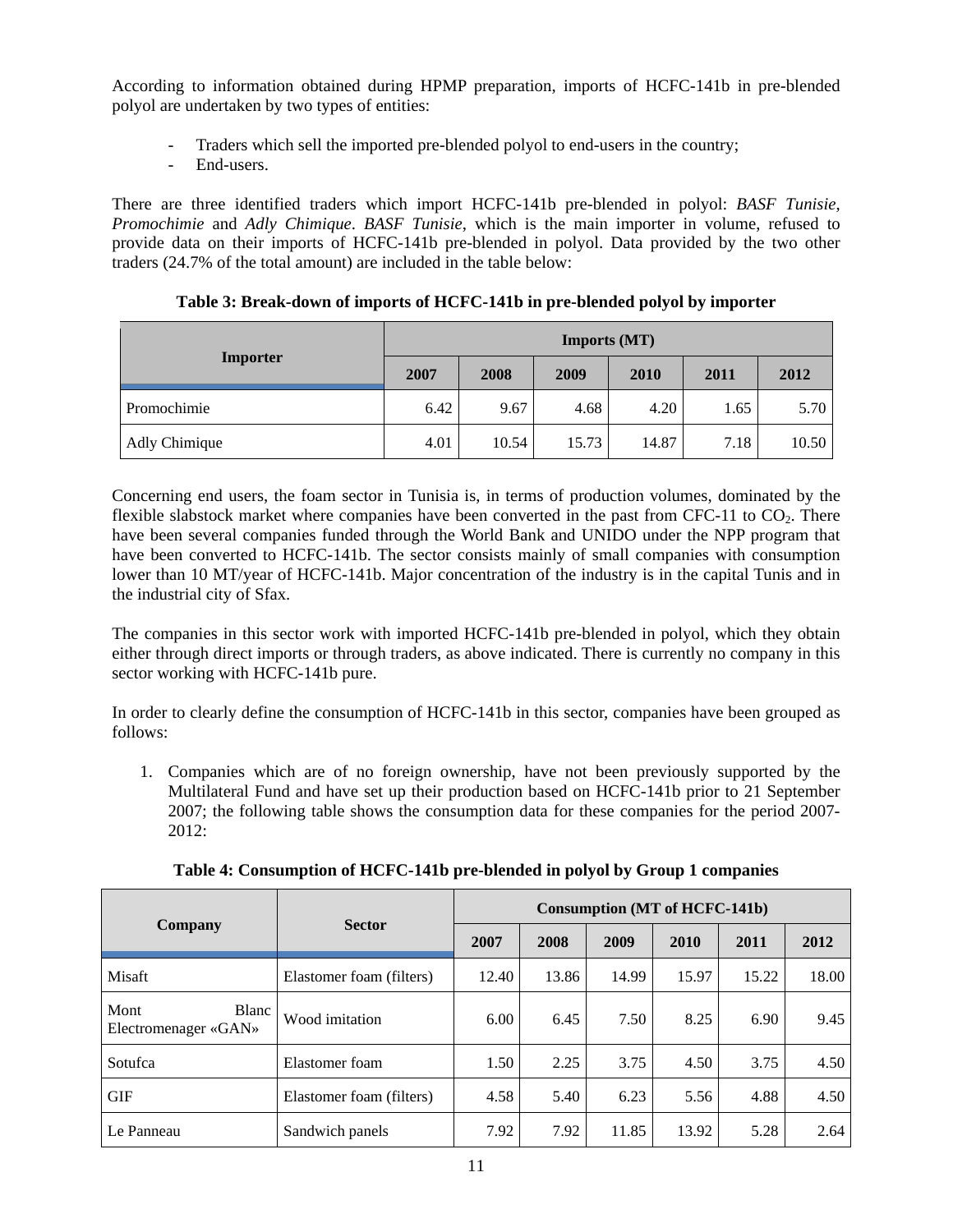According to information obtained during HPMP preparation, imports of HCFC-141b in pre-blended polyol are undertaken by two types of entities:

- Traders which sell the imported pre-blended polyol to end-users in the country;
- End-users.

There are three identified traders which import HCFC-141b pre-blended in polyol: *BASF Tunisie*, *Promochimie* and *Adly Chimique*. *BASF Tunisie*, which is the main importer in volume, refused to provide data on their imports of HCFC-141b pre-blended in polyol. Data provided by the two other traders (24.7% of the total amount) are included in the table below:

**Table 3: Break-down of imports of HCFC-141b in pre-blended polyol by importer**

| Importer | Imports (MT) | | | | | |
|---|---|---|---|---|---|---|
| | 2007 | 2008 | 2009 | 2010 | 2011 | 2012 |
| Promochimie | 6.42 | 9.67 | 4.68 | 4.20 | 1.65 | 5.70 |
| Adly Chimique | 4.01 | 10.54 | 15.73 | 14.87 | 7.18 | 10.50 |

Concerning end users, the foam sector in Tunisia is, in terms of production volumes, dominated by the flexible slabstock market where companies have been converted in the past from CFC-11 to $CO_2$. There have been several companies funded through the World Bank and UNIDO under the NPP program that have been converted to HCFC-141b. The sector consists mainly of small companies with consumption lower than 10 MT/year of HCFC-141b. Major concentration of the industry is in the capital Tunis and in the industrial city of Sfax.

The companies in this sector work with imported HCFC-141b pre-blended in polyol, which they obtain either through direct imports or through traders, as above indicated. There is currently no company in this sector working with HCFC-141b pure.

In order to clearly define the consumption of HCFC-141b in this sector, companies have been grouped as follows:

1. Companies which are of no foreign ownership, have not been previously supported by the Multilateral Fund and have set up their production based on HCFC-141b prior to 21 September 2007; the following table shows the consumption data for these companies for the period 2007-2012:

**Table 4: Consumption of HCFC-141b pre-blended in polyol by Group 1 companies**

| Company | Sector | Consumption (MT of HCFC-141b) | | | | | |
|---|---|---|---|---|---|---|---|
| | | 2007 | 2008 | 2009 | 2010 | 2011 | 2012 |
| Misaft | Elastomer foam (filters) | 12.40 | 13.86 | 14.99 | 15.97 | 15.22 | 18.00 |
| Mont Blanc Electromenager «GAN» | Wood imitation | 6.00 | 6.45 | 7.50 | 8.25 | 6.90 | 9.45 |
| Sotufca | Elastomer foam | 1.50 | 2.25 | 3.75 | 4.50 | 3.75 | 4.50 |
| GIF | Elastomer foam (filters) | 4.58 | 5.40 | 6.23 | 5.56 | 4.88 | 4.50 |
| Le Panneau | Sandwich panels | 7.92 | 7.92 | 11.85 | 13.92 | 5.28 | 2.64 |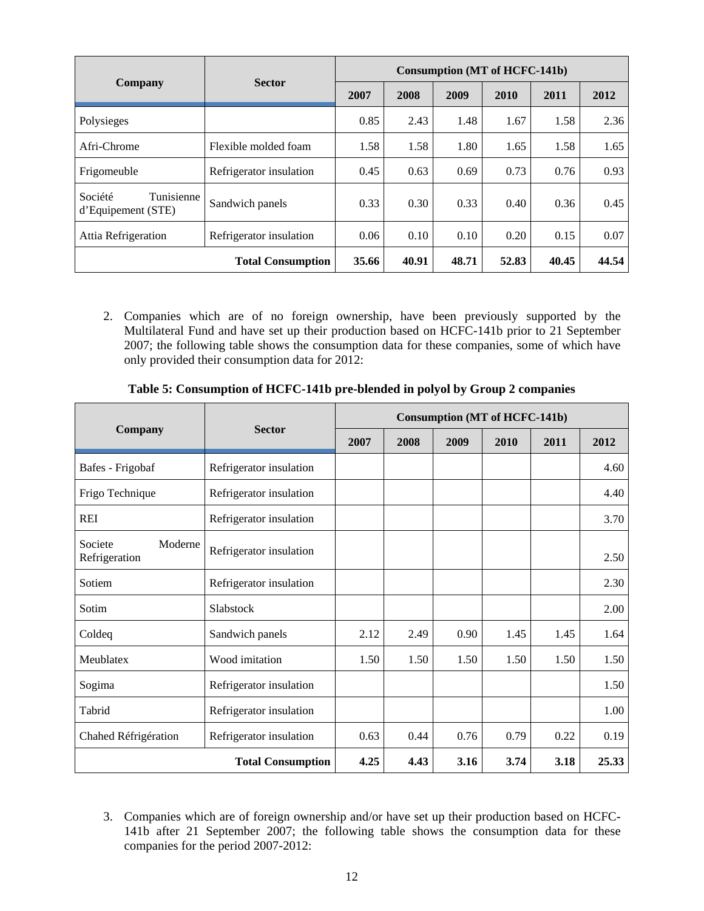| Company | Sector | Consumption (MT of HCFC-141b) | | | | | |
|---|---|---|---|---|---|---|---|
| | | 2007 | 2008 | 2009 | 2010 | 2011 | 2012 |
| Polysieges | | 0.85 | 2.43 | 1.48 | 1.67 | 1.58 | 2.36 |
| Afri-Chrome | Flexible molded foam | 1.58 | 1.58 | 1.80 | 1.65 | 1.58 | 1.65 |
| Frigomeuble | Refrigerator insulation | 0.45 | 0.63 | 0.69 | 0.73 | 0.76 | 0.93 |
| Société Tunisienne d'Equipement (STE) | Sandwich panels | 0.33 | 0.30 | 0.33 | 0.40 | 0.36 | 0.45 |
| Attia Refrigeration | Refrigerator insulation | 0.06 | 0.10 | 0.10 | 0.20 | 0.15 | 0.07 |
| **Total Consumption** | | **35.66** | **40.91** | **48.71** | **52.83** | **40.45** | **44.54** |

2. Companies which are of no foreign ownership, have been previously supported by the Multilateral Fund and have set up their production based on HCFC-141b prior to 21 September 2007; the following table shows the consumption data for these companies, some of which have only provided their consumption data for 2012:

**Table 5: Consumption of HCFC-141b pre-blended in polyol by Group 2 companies**

| Company | Sector | Consumption (MT of HCFC-141b) | | | | | |
|---|---|---|---|---|---|---|---|
| | | 2007 | 2008 | 2009 | 2010 | 2011 | 2012 |
| Bafes - Frigobaf | Refrigerator insulation | | | | | | 4.60 |
| Frigo Technique | Refrigerator insulation | | | | | | 4.40 |
| REI | Refrigerator insulation | | | | | | 3.70 |
| Societe Moderne Refrigeration | Refrigerator insulation | | | | | | 2.50 |
| Sotiem | Refrigerator insulation | | | | | | 2.30 |
| Sotim | Slabstock | | | | | | 2.00 |
| Coldeq | Sandwich panels | 2.12 | 2.49 | 0.90 | 1.45 | 1.45 | 1.64 |
| Meublatex | Wood imitation | 1.50 | 1.50 | 1.50 | 1.50 | 1.50 | 1.50 |
| Sogima | Refrigerator insulation | | | | | | 1.50 |
| Tabrid | Refrigerator insulation | | | | | | 1.00 |
| Chahed Réfrigération | Refrigerator insulation | 0.63 | 0.44 | 0.76 | 0.79 | 0.22 | 0.19 |
| **Total Consumption** | | **4.25** | **4.43** | **3.16** | **3.74** | **3.18** | **25.33** |

3. Companies which are of foreign ownership and/or have set up their production based on HCFC-141b after 21 September 2007; the following table shows the consumption data for these companies for the period 2007-2012: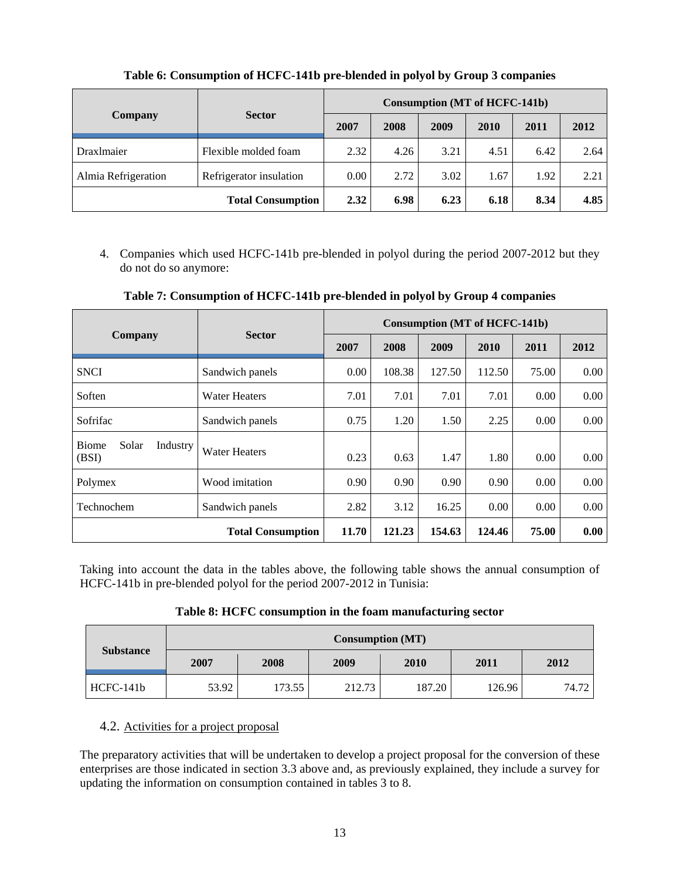**Table 6: Consumption of HCFC-141b pre-blended in polyol by Group 3 companies**

| Company | Sector | Consumption (MT of HCFC-141b) | | | | | |
|---|---|---|---|---|---|---|---|
| | | 2007 | 2008 | 2009 | 2010 | 2011 | 2012 |
| Draxlmaier | Flexible molded foam | 2.32 | 4.26 | 3.21 | 4.51 | 6.42 | 2.64 |
| Almia Refrigeration | Refrigerator insulation | 0.00 | 2.72 | 3.02 | 1.67 | 1.92 | 2.21 |
| | **Total Consumption** | **2.32** | **6.98** | **6.23** | **6.18** | **8.34** | **4.85** |

4. Companies which used HCFC-141b pre-blended in polyol during the period 2007-2012 but they do not do so anymore:

**Table 7: Consumption of HCFC-141b pre-blended in polyol by Group 4 companies**

| Company | Sector | Consumption (MT of HCFC-141b) | | | | | |
|---|---|---|---|---|---|---|---|
| | | 2007 | 2008 | 2009 | 2010 | 2011 | 2012 |
| SNCI | Sandwich panels | 0.00 | 108.38 | 127.50 | 112.50 | 75.00 | 0.00 |
| Soften | Water Heaters | 7.01 | 7.01 | 7.01 | 7.01 | 0.00 | 0.00 |
| Sofrifac | Sandwich panels | 0.75 | 1.20 | 1.50 | 2.25 | 0.00 | 0.00 |
| Biome Solar Industry (BSI) | Water Heaters | 0.23 | 0.63 | 1.47 | 1.80 | 0.00 | 0.00 |
| Polymex | Wood imitation | 0.90 | 0.90 | 0.90 | 0.90 | 0.00 | 0.00 |
| Technochem | Sandwich panels | 2.82 | 3.12 | 16.25 | 0.00 | 0.00 | 0.00 |
| | **Total Consumption** | **11.70** | **121.23** | **154.63** | **124.46** | **75.00** | **0.00** |

Taking into account the data in the tables above, the following table shows the annual consumption of HCFC-141b in pre-blended polyol for the period 2007-2012 in Tunisia:

**Table 8: HCFC consumption in the foam manufacturing sector**

| Substance | Consumption (MT) | | | | | |
|---|---|---|---|---|---|---|
| | 2007 | 2008 | 2009 | 2010 | 2011 | 2012 |
| HCFC-141b | 53.92 | 173.55 | 212.73 | 187.20 | 126.96 | 74.72 |

### 4.2. Activities for a project proposal

The preparatory activities that will be undertaken to develop a project proposal for the conversion of these enterprises are those indicated in section 3.3 above and, as previously explained, they include a survey for updating the information on consumption contained in tables 3 to 8.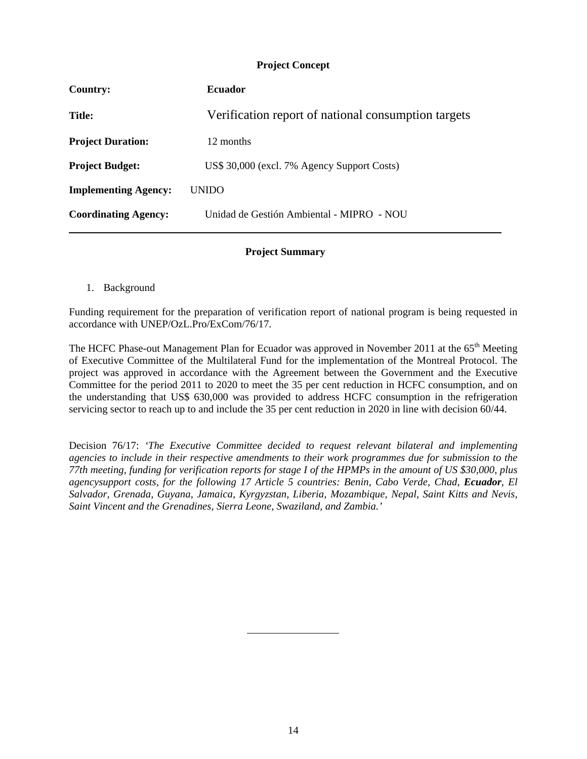**Project Concept**

| | |
|---|---|
| **Country:** | **Ecuador** |
| **Title:** | Verification report of national consumption targets |
| **Project Duration:** | 12 months |
| **Project Budget:** | US$ 30,000 (excl. 7% Agency Support Costs) |
| **Implementing Agency:** | UNIDO |
| **Coordinating Agency:** | Unidad de Gestión Ambiental - MIPRO - NOU |

---

**Project Summary**

1. Background

Funding requirement for the preparation of verification report of national program is being requested in accordance with UNEP/OzL.Pro/ExCom/76/17.

The HCFC Phase-out Management Plan for Ecuador was approved in November 2011 at the 65th Meeting of Executive Committee of the Multilateral Fund for the implementation of the Montreal Protocol. The project was approved in accordance with the Agreement between the Government and the Executive Committee for the period 2011 to 2020 to meet the 35 per cent reduction in HCFC consumption, and on the understanding that US$ 630,000 was provided to address HCFC consumption in the refrigeration servicing sector to reach up to and include the 35 per cent reduction in 2020 in line with decision 60/44.

Decision 76/17: *'The Executive Committee decided to request relevant bilateral and implementing agencies to include in their respective amendments to their work programmes due for submission to the 77th meeting, funding for verification reports for stage I of the HPMPs in the amount of US $30,000, plus agencysupport costs, for the following 17 Article 5 countries: Benin, Cabo Verde, Chad, **Ecuador**, El Salvador, Grenada, Guyana, Jamaica, Kyrgyzstan, Liberia, Mozambique, Nepal, Saint Kitts and Nevis, Saint Vincent and the Grenadines, Sierra Leone, Swaziland, and Zambia.'*